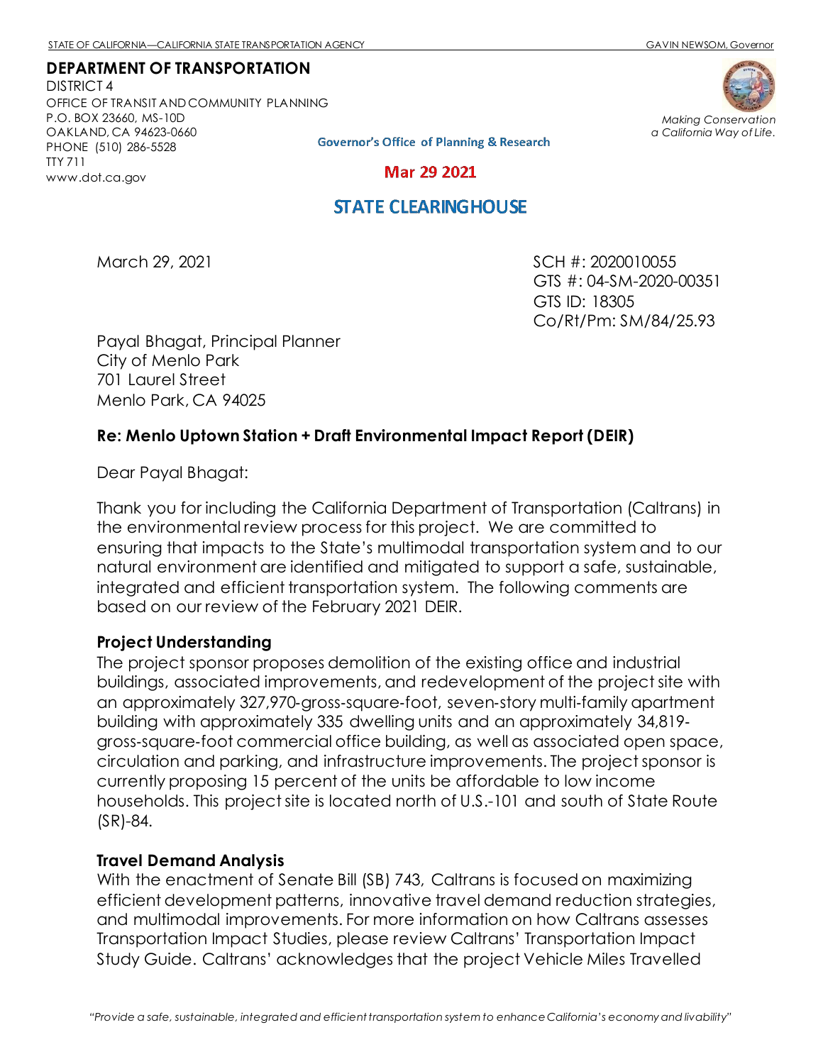STATE OF CALIFORNIA—CALIFORNIA STATE TRANSPORTATION AGENCY GAVIN NEWSOM, Governor

**DEPARTMENT OF TRANSPORTATION**
DISTRICT 4
OFFICE OF TRANSIT AND COMMUNITY PLANNING
P.O. BOX 23660, MS-10D
OAKLAND, CA 94623-0660
PHONE (510) 286-5528
TTY 711
www.dot.ca.gov

*Making Conservation a California Way of Life.*

Governor's Office of Planning & Research

Mar 29 2021

STATE CLEARINGHOUSE

March 29, 2021

SCH #: 2020010055
GTS #: 04-SM-2020-00351
GTS ID: 18305
Co/Rt/Pm: SM/84/25.93

Payal Bhagat, Principal Planner
City of Menlo Park
701 Laurel Street
Menlo Park, CA 94025

**Re: Menlo Uptown Station + Draft Environmental Impact Report (DEIR)**

Dear Payal Bhagat:

Thank you for including the California Department of Transportation (Caltrans) in the environmental review process for this project. We are committed to ensuring that impacts to the State's multimodal transportation system and to our natural environment are identified and mitigated to support a safe, sustainable, integrated and efficient transportation system. The following comments are based on our review of the February 2021 DEIR.

**Project Understanding**

The project sponsor proposes demolition of the existing office and industrial buildings, associated improvements, and redevelopment of the project site with an approximately 327,970-gross-square-foot, seven-story multi-family apartment building with approximately 335 dwelling units and an approximately 34,819-gross-square-foot commercial office building, as well as associated open space, circulation and parking, and infrastructure improvements. The project sponsor is currently proposing 15 percent of the units be affordable to low income households. This project site is located north of U.S.-101 and south of State Route (SR)-84.

**Travel Demand Analysis**

With the enactment of Senate Bill (SB) 743, Caltrans is focused on maximizing efficient development patterns, innovative travel demand reduction strategies, and multimodal improvements. For more information on how Caltrans assesses Transportation Impact Studies, please review Caltrans' Transportation Impact Study Guide. Caltrans' acknowledges that the project Vehicle Miles Travelled

*"Provide a safe, sustainable, integrated and efficient transportation system to enhance California's economy and livability"*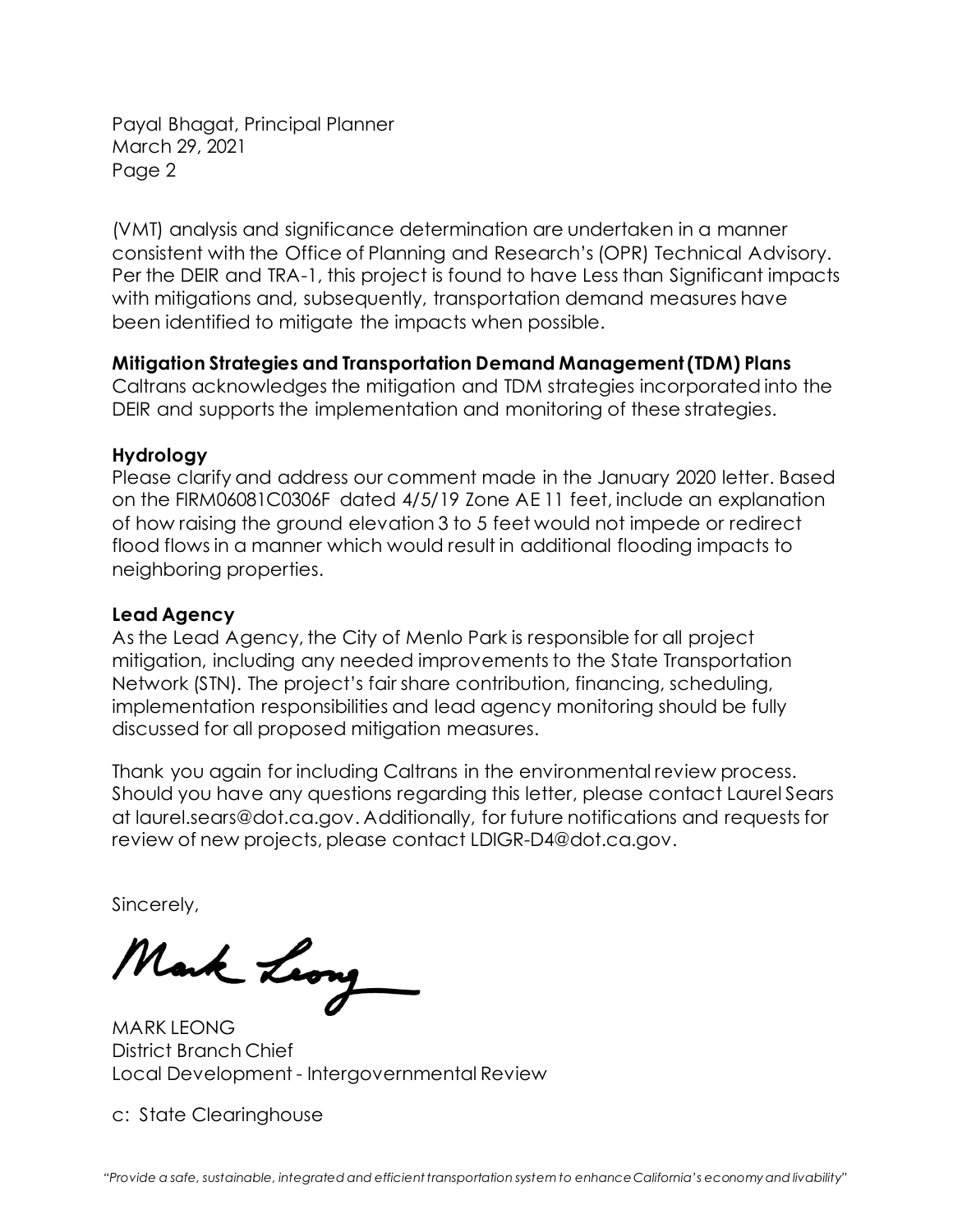(VMT) analysis and significance determination are undertaken in a manner consistent with the Office of Planning and Research's (OPR) Technical Advisory. Per the DEIR and TRA-1, this project is found to have Less than Significant impacts with mitigations and, subsequently, transportation demand measures have been identified to mitigate the impacts when possible.

**Mitigation Strategies and Transportation Demand Management (TDM) Plans**
Caltrans acknowledges the mitigation and TDM strategies incorporated into the DEIR and supports the implementation and monitoring of these strategies.

**Hydrology**
Please clarify and address our comment made in the January 2020 letter. Based on the FIRM06081C0306F dated 4/5/19 Zone AE 11 feet, include an explanation of how raising the ground elevation 3 to 5 feet would not impede or redirect flood flows in a manner which would result in additional flooding impacts to neighboring properties.

**Lead Agency**
As the Lead Agency, the City of Menlo Park is responsible for all project mitigation, including any needed improvements to the State Transportation Network (STN). The project's fair share contribution, financing, scheduling, implementation responsibilities and lead agency monitoring should be fully discussed for all proposed mitigation measures.

Thank you again for including Caltrans in the environmental review process. Should you have any questions regarding this letter, please contact Laurel Sears at laurel.sears@dot.ca.gov. Additionally, for future notifications and requests for review of new projects, please contact LDIGR-D4@dot.ca.gov.

Sincerely,

Mark Leong

MARK LEONG
District Branch Chief
Local Development - Intergovernmental Review

c: State Clearinghouse